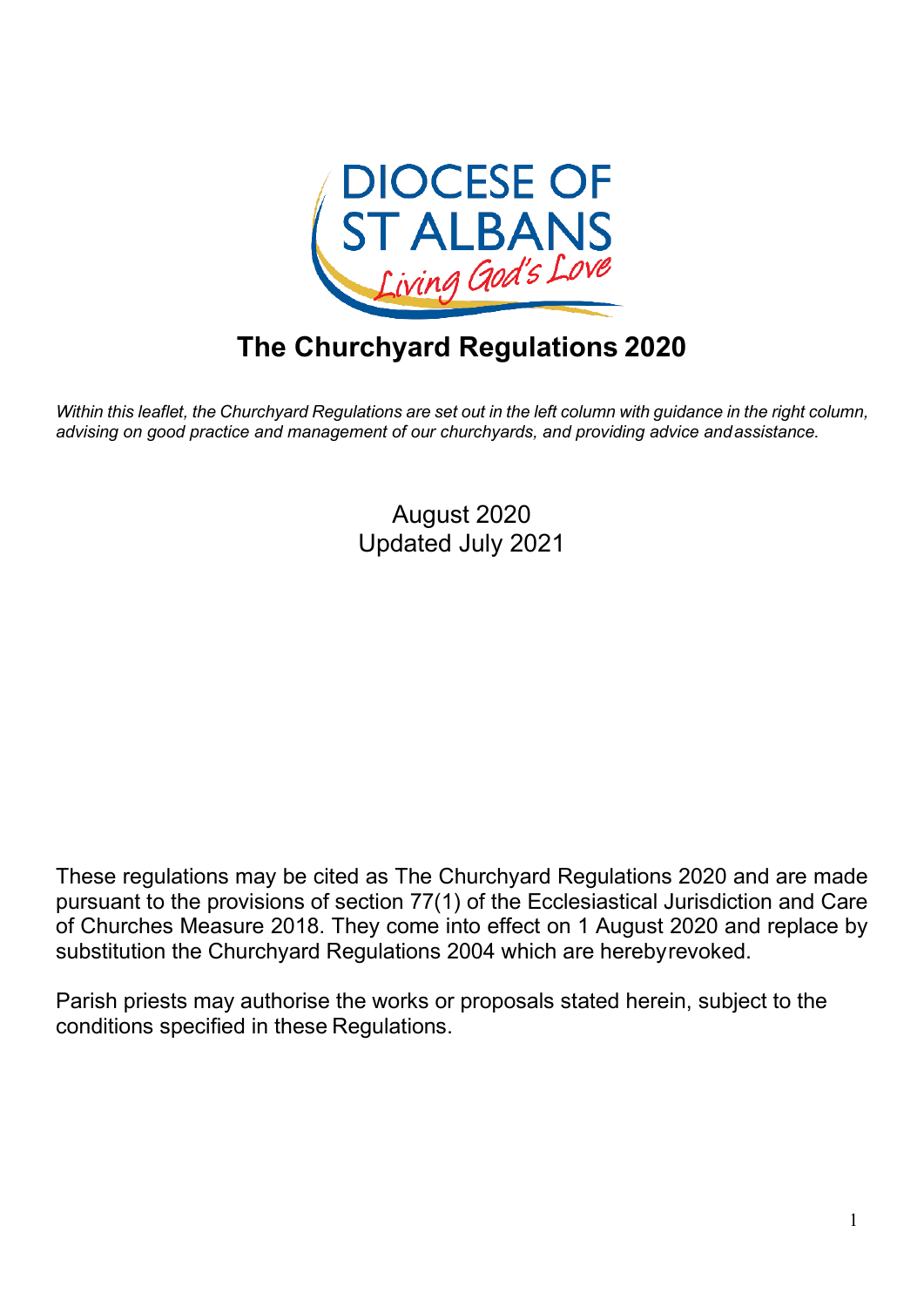DIOCESE OF ST ALBANS

*Living God's Love*

# The Churchyard Regulations 2020

*Within this leaflet, the Churchyard Regulations are set out in the left column with guidance in the right column, advising on good practice and management of our churchyards, and providing advice and assistance.*

August 2020
Updated July 2021

These regulations may be cited as The Churchyard Regulations 2020 and are made pursuant to the provisions of section 77(1) of the Ecclesiastical Jurisdiction and Care of Churches Measure 2018. They come into effect on 1 August 2020 and replace by substitution the Churchyard Regulations 2004 which are hereby revoked.

Parish priests may authorise the works or proposals stated herein, subject to the conditions specified in these Regulations.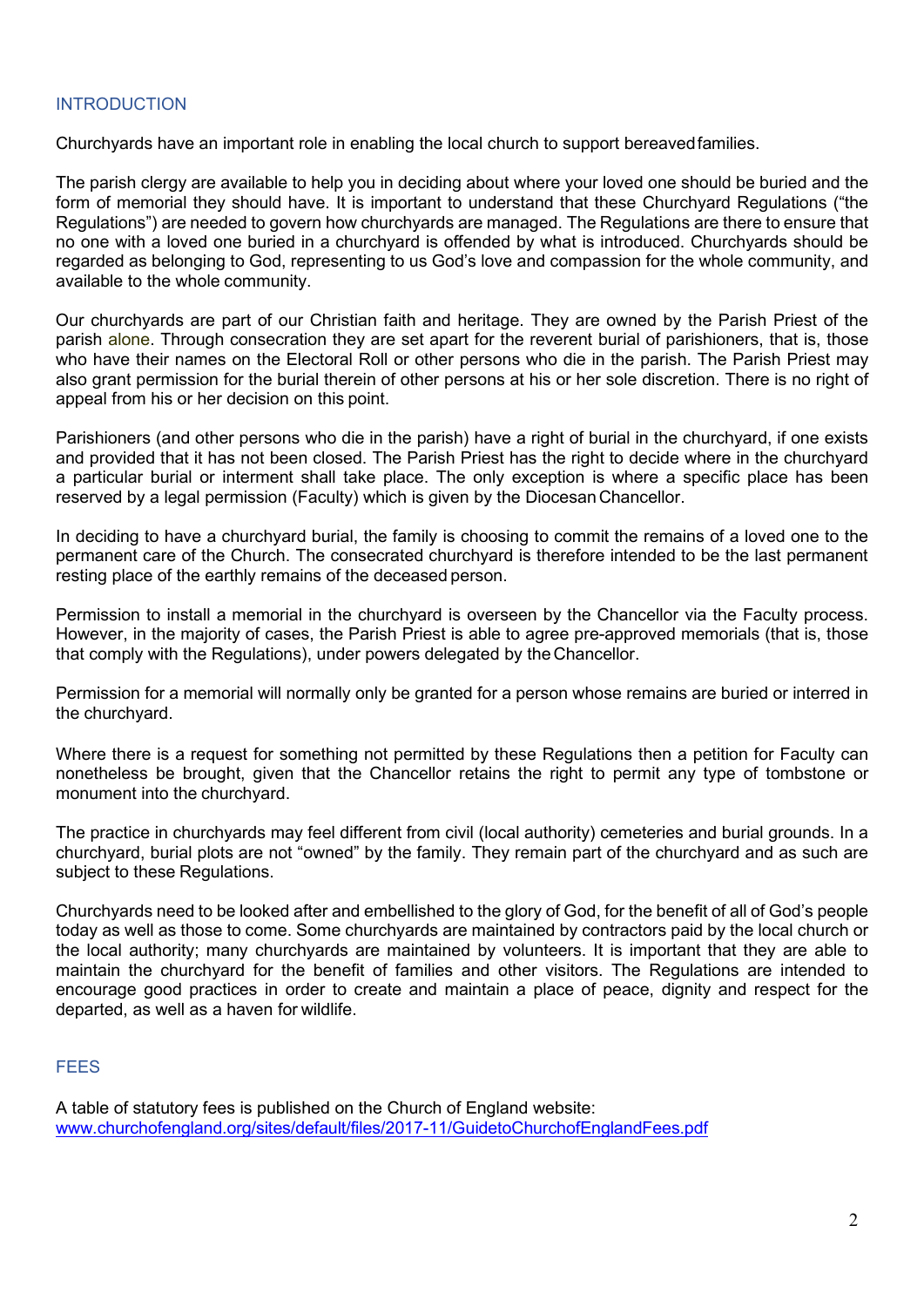## INTRODUCTION

Churchyards have an important role in enabling the local church to support bereaved families.

The parish clergy are available to help you in deciding about where your loved one should be buried and the form of memorial they should have. It is important to understand that these Churchyard Regulations ("the Regulations") are needed to govern how churchyards are managed. The Regulations are there to ensure that no one with a loved one buried in a churchyard is offended by what is introduced. Churchyards should be regarded as belonging to God, representing to us God's love and compassion for the whole community, and available to the whole community.

Our churchyards are part of our Christian faith and heritage. They are owned by the Parish Priest of the parish alone. Through consecration they are set apart for the reverent burial of parishioners, that is, those who have their names on the Electoral Roll or other persons who die in the parish. The Parish Priest may also grant permission for the burial therein of other persons at his or her sole discretion. There is no right of appeal from his or her decision on this point.

Parishioners (and other persons who die in the parish) have a right of burial in the churchyard, if one exists and provided that it has not been closed. The Parish Priest has the right to decide where in the churchyard a particular burial or interment shall take place. The only exception is where a specific place has been reserved by a legal permission (Faculty) which is given by the Diocesan Chancellor.

In deciding to have a churchyard burial, the family is choosing to commit the remains of a loved one to the permanent care of the Church. The consecrated churchyard is therefore intended to be the last permanent resting place of the earthly remains of the deceased person.

Permission to install a memorial in the churchyard is overseen by the Chancellor via the Faculty process. However, in the majority of cases, the Parish Priest is able to agree pre-approved memorials (that is, those that comply with the Regulations), under powers delegated by the Chancellor.

Permission for a memorial will normally only be granted for a person whose remains are buried or interred in the churchyard.

Where there is a request for something not permitted by these Regulations then a petition for Faculty can nonetheless be brought, given that the Chancellor retains the right to permit any type of tombstone or monument into the churchyard.

The practice in churchyards may feel different from civil (local authority) cemeteries and burial grounds. In a churchyard, burial plots are not "owned" by the family. They remain part of the churchyard and as such are subject to these Regulations.

Churchyards need to be looked after and embellished to the glory of God, for the benefit of all of God's people today as well as those to come. Some churchyards are maintained by contractors paid by the local church or the local authority; many churchyards are maintained by volunteers. It is important that they are able to maintain the churchyard for the benefit of families and other visitors. The Regulations are intended to encourage good practices in order to create and maintain a place of peace, dignity and respect for the departed, as well as a haven for wildlife.

## FEES

A table of statutory fees is published on the Church of England website:
[www.churchofengland.org/sites/default/files/2017-11/GuidetoChurchofEnglandFees.pdf](http://www.churchofengland.org/sites/default/files/2017-11/GuidetoChurchofEnglandFees.pdf)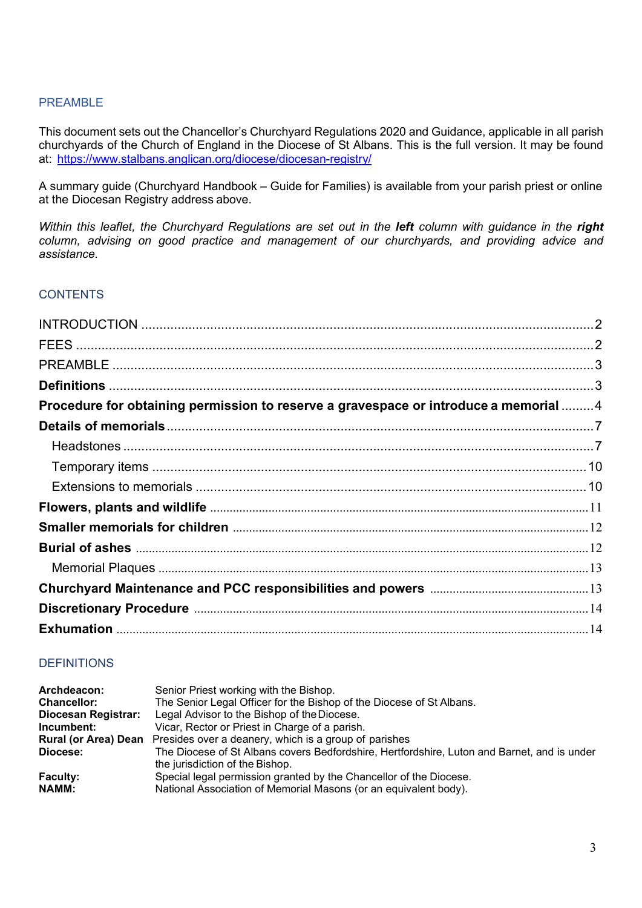## PREAMBLE

This document sets out the Chancellor's Churchyard Regulations 2020 and Guidance, applicable in all parish churchyards of the Church of England in the Diocese of St Albans. This is the full version. It may be found at: https://www.stalbans.anglican.org/diocese/diocesan-registry/

A summary guide (Churchyard Handbook – Guide for Families) is available from your parish priest or online at the Diocesan Registry address above.

*Within this leaflet, the Churchyard Regulations are set out in the* ***left*** *column with guidance in the* ***right*** *column, advising on good practice and management of our churchyards, and providing advice and assistance.*

## CONTENTS

| | |
|---|---|
| INTRODUCTION | 2 |
| FEES | 2 |
| PREAMBLE | 3 |
| **Definitions** | 3 |
| **Procedure for obtaining permission to reserve a gravespace or introduce a memorial** | 4 |
| **Details of memorials** | 7 |
| Headstones | 7 |
| Temporary items | 10 |
| Extensions to memorials | 10 |
| **Flowers, plants and wildlife** | 11 |
| **Smaller memorials for children** | 12 |
| **Burial of ashes** | 12 |
| Memorial Plaques | 13 |
| **Churchyard Maintenance and PCC responsibilities and powers** | 13 |
| **Discretionary Procedure** | 14 |
| **Exhumation** | 14 |

## DEFINITIONS

**Archdeacon:** Senior Priest working with the Bishop.
**Chancellor:** The Senior Legal Officer for the Bishop of the Diocese of St Albans.
**Diocesan Registrar:** Legal Advisor to the Bishop of the Diocese.
**Incumbent:** Vicar, Rector or Priest in Charge of a parish.
**Rural (or Area) Dean** Presides over a deanery, which is a group of parishes
**Diocese:** The Diocese of St Albans covers Bedfordshire, Hertfordshire, Luton and Barnet, and is under the jurisdiction of the Bishop.
**Faculty:** Special legal permission granted by the Chancellor of the Diocese.
**NAMM:** National Association of Memorial Masons (or an equivalent body).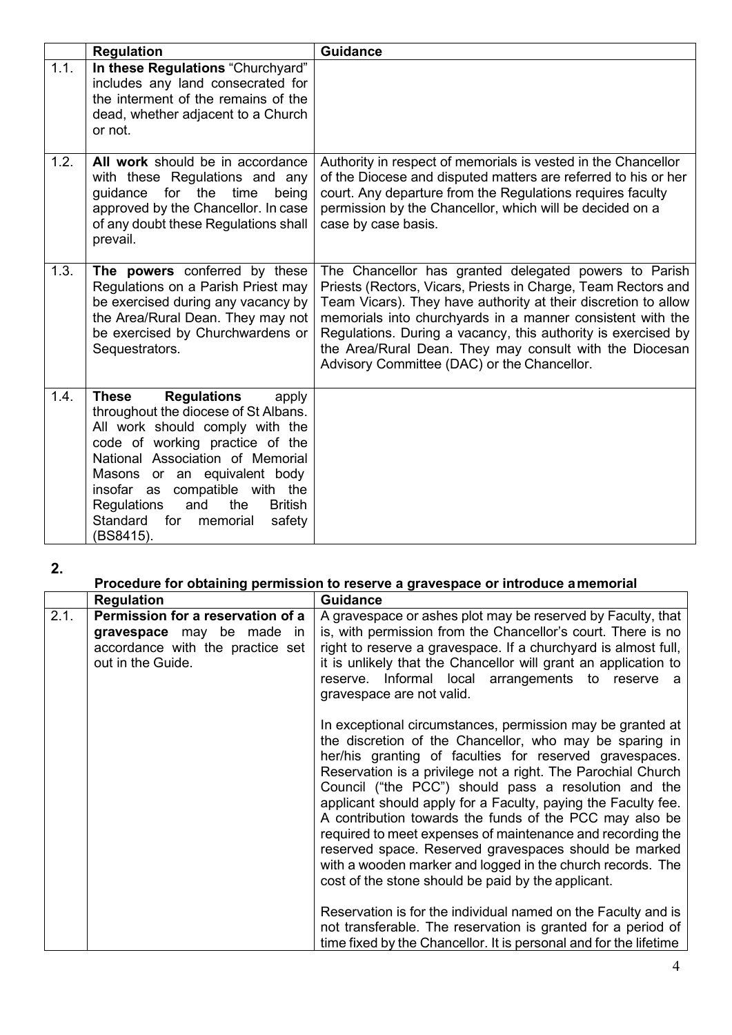| | Regulation | Guidance |
|---|---|---|
| 1.1. | **In these Regulations** "Churchyard" includes any land consecrated for the interment of the remains of the dead, whether adjacent to a Church or not. | |
| 1.2. | **All work** should be in accordance with these Regulations and any guidance for the time being approved by the Chancellor. In case of any doubt these Regulations shall prevail. | Authority in respect of memorials is vested in the Chancellor of the Diocese and disputed matters are referred to his or her court. Any departure from the Regulations requires faculty permission by the Chancellor, which will be decided on a case by case basis. |
| 1.3. | **The powers** conferred by these Regulations on a Parish Priest may be exercised during any vacancy by the Area/Rural Dean. They may not be exercised by Churchwardens or Sequestrators. | The Chancellor has granted delegated powers to Parish Priests (Rectors, Vicars, Priests in Charge, Team Rectors and Team Vicars). They have authority at their discretion to allow memorials into churchyards in a manner consistent with the Regulations. During a vacancy, this authority is exercised by the Area/Rural Dean. They may consult with the Diocesan Advisory Committee (DAC) or the Chancellor. |
| 1.4. | **These Regulations** apply throughout the diocese of St Albans. All work should comply with the code of working practice of the National Association of Memorial Masons or an equivalent body insofar as compatible with the Regulations and the British Standard for memorial safety (BS8415). | |

## 2. Procedure for obtaining permission to reserve a gravespace or introduce a memorial

| | Regulation | Guidance |
|---|---|---|
| 2.1. | **Permission for a reservation of a gravespace** may be made in accordance with the practice set out in the Guide. | A gravespace or ashes plot may be reserved by Faculty, that is, with permission from the Chancellor's court. There is no right to reserve a gravespace. If a churchyard is almost full, it is unlikely that the Chancellor will grant an application to reserve. Informal local arrangements to reserve a gravespace are not valid.<br><br>In exceptional circumstances, permission may be granted at the discretion of the Chancellor, who may be sparing in her/his granting of faculties for reserved gravespaces. Reservation is a privilege not a right. The Parochial Church Council ("the PCC") should pass a resolution and the applicant should apply for a Faculty, paying the Faculty fee. A contribution towards the funds of the PCC may also be required to meet expenses of maintenance and recording the reserved space. Reserved gravespaces should be marked with a wooden marker and logged in the church records. The cost of the stone should be paid by the applicant.<br><br>Reservation is for the individual named on the Faculty and is not transferable. The reservation is granted for a period of time fixed by the Chancellor. It is personal and for the lifetime |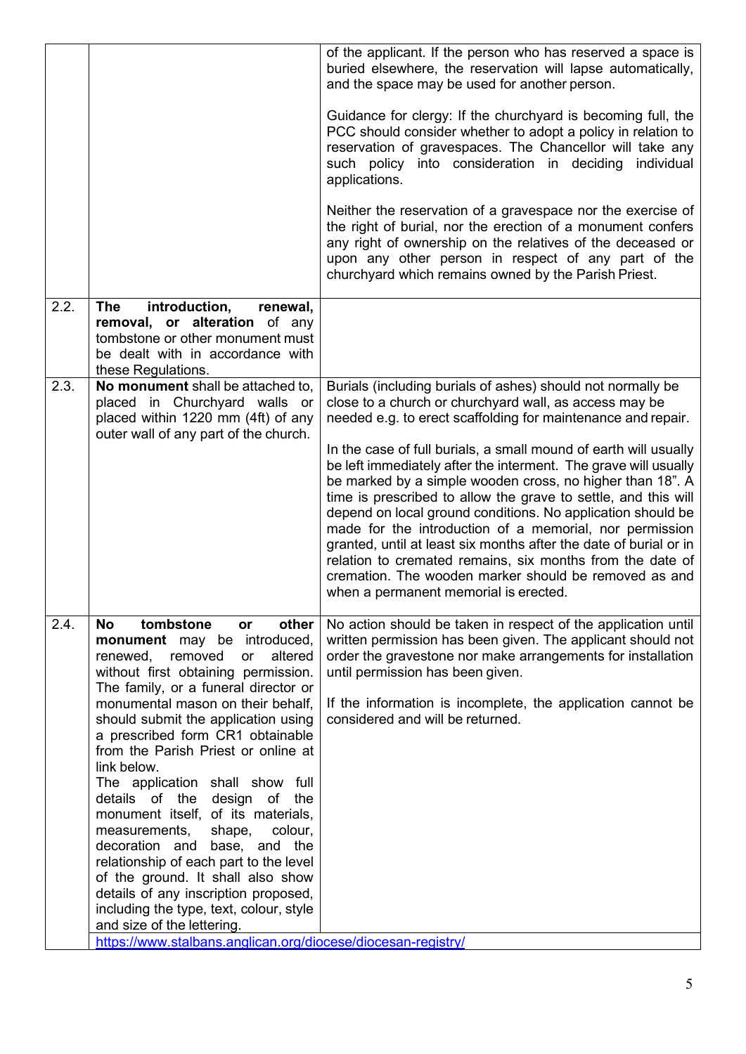| | | |
|---|---|---|
| | | of the applicant. If the person who has reserved a space is buried elsewhere, the reservation will lapse automatically, and the space may be used for another person.<br><br>Guidance for clergy: If the churchyard is becoming full, the PCC should consider whether to adopt a policy in relation to reservation of gravespaces. The Chancellor will take any such policy into consideration in deciding individual applications.<br><br>Neither the reservation of a gravespace nor the exercise of the right of burial, nor the erection of a monument confers any right of ownership on the relatives of the deceased or upon any other person in respect of any part of the churchyard which remains owned by the Parish Priest. |
| 2.2. | **The introduction, renewal, removal, or alteration** of any tombstone or other monument must be dealt with in accordance with these Regulations. | |
| 2.3. | **No monument** shall be attached to, placed in Churchyard walls or placed within 1220 mm (4ft) of any outer wall of any part of the church. | Burials (including burials of ashes) should not normally be close to a church or churchyard wall, as access may be needed e.g. to erect scaffolding for maintenance and repair.<br><br>In the case of full burials, a small mound of earth will usually be left immediately after the interment. The grave will usually be marked by a simple wooden cross, no higher than 18". A time is prescribed to allow the grave to settle, and this will depend on local ground conditions. No application should be made for the introduction of a memorial, nor permission granted, until at least six months after the date of burial or in relation to cremated remains, six months from the date of cremation. The wooden marker should be removed as and when a permanent memorial is erected. |
| 2.4. | **No tombstone or other monument** may be introduced, renewed, removed or altered without first obtaining permission. The family, or a funeral director or monumental mason on their behalf, should submit the application using a prescribed form CR1 obtainable from the Parish Priest or online at link below.<br>The application shall show full details of the design of the monument itself, of its materials, measurements, shape, colour, decoration and base, and the relationship of each part to the level of the ground. It shall also show details of any inscription proposed, including the type, text, colour, style and size of the lettering. | No action should be taken in respect of the application until written permission has been given. The applicant should not order the gravestone nor make arrangements for installation until permission has been given.<br><br>If the information is incomplete, the application cannot be considered and will be returned. |
| | https://www.stalbans.anglican.org/diocese/diocesan-registry/ | |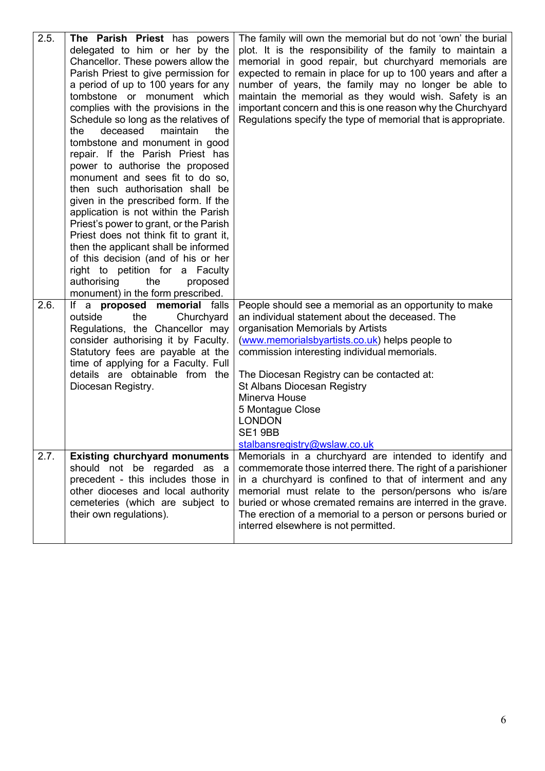| | | |
|---|---|---|
| 2.5. | **The Parish Priest** has powers delegated to him or her by the Chancellor. These powers allow the Parish Priest to give permission for a period of up to 100 years for any tombstone or monument which complies with the provisions in the Schedule so long as the relatives of the deceased maintain the tombstone and monument in good repair. If the Parish Priest has power to authorise the proposed monument and sees fit to do so, then such authorisation shall be given in the prescribed form. If the application is not within the Parish Priest's power to grant, or the Parish Priest does not think fit to grant it, then the applicant shall be informed of this decision (and of his or her right to petition for a Faculty authorising the proposed monument) in the form prescribed. | The family will own the memorial but do not 'own' the burial plot. It is the responsibility of the family to maintain a memorial in good repair, but churchyard memorials are expected to remain in place for up to 100 years and after a number of years, the family may no longer be able to maintain the memorial as they would wish. Safety is an important concern and this is one reason why the Churchyard Regulations specify the type of memorial that is appropriate. |
| 2.6. | If a **proposed memorial** falls outside the Churchyard Regulations, the Chancellor may consider authorising it by Faculty. Statutory fees are payable at the time of applying for a Faculty. Full details are obtainable from the Diocesan Registry. | People should see a memorial as an opportunity to make an individual statement about the deceased. The organisation Memorials by Artists (www.memorialsbyartists.co.uk) helps people to commission interesting individual memorials.<br><br>The Diocesan Registry can be contacted at:<br>St Albans Diocesan Registry<br>Minerva House<br>5 Montague Close<br>LONDON<br>SE1 9BB<br>stalbansregistry@wslaw.co.uk |
| 2.7. | **Existing churchyard monuments** should not be regarded as a precedent - this includes those in other dioceses and local authority cemeteries (which are subject to their own regulations). | Memorials in a churchyard are intended to identify and commemorate those interred there. The right of a parishioner in a churchyard is confined to that of interment and any memorial must relate to the person/persons who is/are buried or whose cremated remains are interred in the grave. The erection of a memorial to a person or persons buried or interred elsewhere is not permitted. |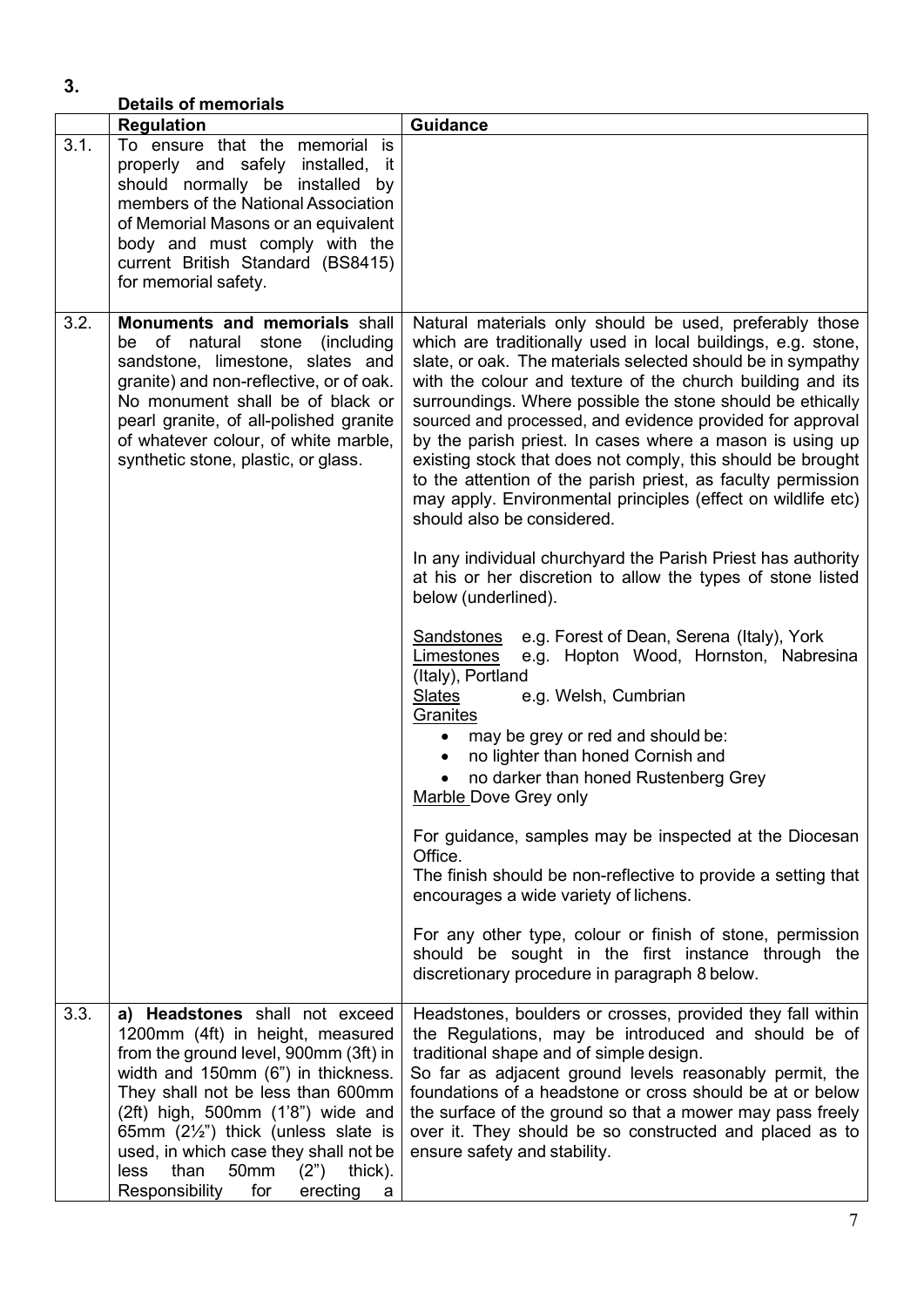## 3. Details of memorials

| | Regulation | Guidance |
|---|---|---|
| 3.1. | To ensure that the memorial is properly and safely installed, it should normally be installed by members of the National Association of Memorial Masons or an equivalent body and must comply with the current British Standard (BS8415) for memorial safety. | |
| 3.2. | **Monuments and memorials** shall be of natural stone (including sandstone, limestone, slates and granite) and non-reflective, or of oak. No monument shall be of black or pearl granite, of all-polished granite of whatever colour, of white marble, synthetic stone, plastic, or glass. | Natural materials only should be used, preferably those which are traditionally used in local buildings, e.g. stone, slate, or oak. The materials selected should be in sympathy with the colour and texture of the church building and its surroundings. Where possible the stone should be ethically sourced and processed, and evidence provided for approval by the parish priest. In cases where a mason is using up existing stock that does not comply, this should be brought to the attention of the parish priest, as faculty permission may apply. Environmental principles (effect on wildlife etc) should also be considered.<br><br>In any individual churchyard the Parish Priest has authority at his or her discretion to allow the types of stone listed below (underlined).<br><br><u>Sandstones</u> e.g. Forest of Dean, Serena (Italy), York<br><u>Limestones</u> e.g. Hopton Wood, Hornston, Nabresina (Italy), Portland<br><u>Slates</u> e.g. Welsh, Cumbrian<br><u>Granites</u><br>• may be grey or red and should be:<br>• no lighter than honed Cornish and<br>• no darker than honed Rustenberg Grey<br><u>Marble</u> Dove Grey only<br><br>For guidance, samples may be inspected at the Diocesan Office.<br>The finish should be non-reflective to provide a setting that encourages a wide variety of lichens.<br><br>For any other type, colour or finish of stone, permission should be sought in the first instance through the discretionary procedure in paragraph 8 below. |
| 3.3. | a) **Headstones** shall not exceed 1200mm (4ft) in height, measured from the ground level, 900mm (3ft) in width and 150mm (6") in thickness. They shall not be less than 600mm (2ft) high, 500mm (1'8") wide and 65mm (2½") thick (unless slate is used, in which case they shall not be less than 50mm (2") thick). Responsibility for erecting a | Headstones, boulders or crosses, provided they fall within the Regulations, may be introduced and should be of traditional shape and of simple design.<br>So far as adjacent ground levels reasonably permit, the foundations of a headstone or cross should be at or below the surface of the ground so that a mower may pass freely over it. They should be so constructed and placed as to ensure safety and stability. |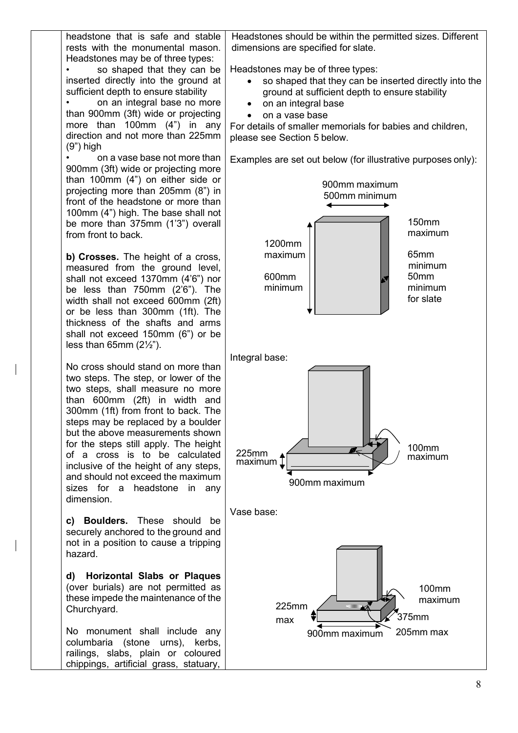headstone that is safe and stable rests with the monumental mason. Headstones may be of three types:

- so shaped that they can be inserted directly into the ground at sufficient depth to ensure stability
- on an integral base no more than 900mm (3ft) wide or projecting more than 100mm (4") in any direction and not more than 225mm (9") high
- on a vase base not more than 900mm (3ft) wide or projecting more than 100mm (4") on either side or projecting more than 205mm (8") in front of the headstone or more than 100mm (4") high. The base shall not be more than 375mm (1'3") overall from front to back.

**b) Crosses.** The height of a cross, measured from the ground level, shall not exceed 1370mm (4'6") nor be less than 750mm (2'6"). The width shall not exceed 600mm (2ft) or be less than 300mm (1ft). The thickness of the shafts and arms shall not exceed 150mm (6") or be less than 65mm (2½").

No cross should stand on more than two steps. The step, or lower of the two steps, shall measure no more than 600mm (2ft) in width and 300mm (1ft) from front to back. The steps may be replaced by a boulder but the above measurements shown for the steps still apply. The height of a cross is to be calculated inclusive of the height of any steps, and should not exceed the maximum sizes for a headstone in any dimension.

**c) Boulders.** These should be securely anchored to the ground and not in a position to cause a tripping hazard.

**d) Horizontal Slabs or Plaques** (over burials) are not permitted as these impede the maintenance of the Churchyard.

No monument shall include any columbaria (stone urns), kerbs, railings, slabs, plain or coloured chippings, artificial grass, statuary,

Headstones should be within the permitted sizes. Different dimensions are specified for slate.

Headstones may be of three types:

- so shaped that they can be inserted directly into the ground at sufficient depth to ensure stability
- on an integral base
- on a vase base

For details of smaller memorials for babies and children, please see Section 5 below.

Examples are set out below (for illustrative purposes only):

900mm maximum
500mm minimum

1200mm maximum
600mm minimum

150mm maximum
65mm minimum
50mm minimum for slate

Integral base:

225mm maximum
900mm maximum
100mm maximum

Vase base:

225mm max
900mm maximum
100mm maximum
375mm
205mm max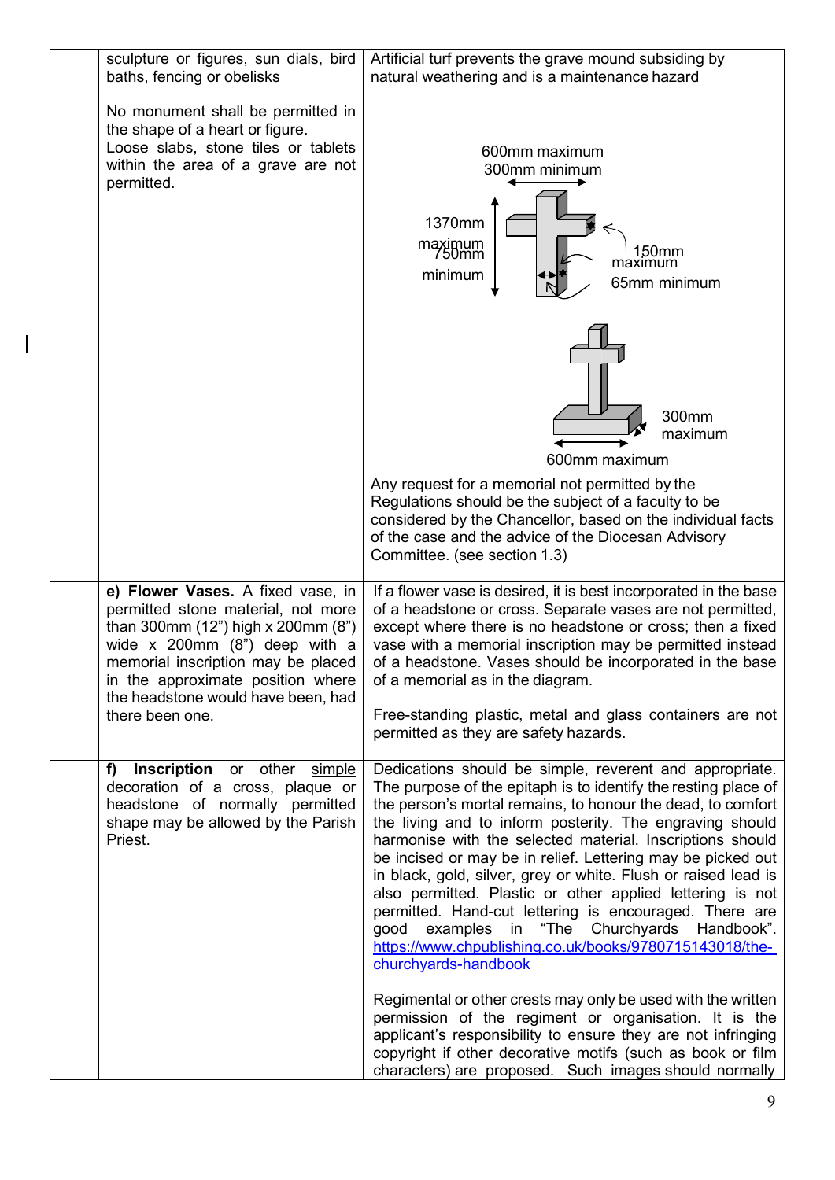| | | |
|---|---|---|
| | sculpture or figures, sun dials, bird baths, fencing or obelisks<br><br>No monument shall be permitted in the shape of a heart or figure.<br>Loose slabs, stone tiles or tablets within the area of a grave are not permitted. | Artificial turf prevents the grave mound subsiding by natural weathering and is a maintenance hazard<br><br>600mm maximum<br>300mm minimum<br>1370mm maximum<br>750mm minimum<br>150mm maximum<br>65mm minimum<br><br>300mm maximum<br>600mm maximum<br><br>Any request for a memorial not permitted by the Regulations should be the subject of a faculty to be considered by the Chancellor, based on the individual facts of the case and the advice of the Diocesan Advisory Committee. (see section 1.3) |
| | **e) Flower Vases.** A fixed vase, in permitted stone material, not more than 300mm (12") high x 200mm (8") wide x 200mm (8") deep with a memorial inscription may be placed in the approximate position where the headstone would have been, had there been one. | If a flower vase is desired, it is best incorporated in the base of a headstone or cross. Separate vases are not permitted, except where there is no headstone or cross; then a fixed vase with a memorial inscription may be permitted instead of a headstone. Vases should be incorporated in the base of a memorial as in the diagram.<br><br>Free-standing plastic, metal and glass containers are not permitted as they are safety hazards. |
| | **f) Inscription** or other simple decoration of a cross, plaque or headstone of normally permitted shape may be allowed by the Parish Priest. | Dedications should be simple, reverent and appropriate. The purpose of the epitaph is to identify the resting place of the person's mortal remains, to honour the dead, to comfort the living and to inform posterity. The engraving should harmonise with the selected material. Inscriptions should be incised or may be in relief. Lettering may be picked out in black, gold, silver, grey or white. Flush or raised lead is also permitted. Plastic or other applied lettering is not permitted. Hand-cut lettering is encouraged. There are good examples in "The Churchyards Handbook". https://www.chpublishing.co.uk/books/9780715143018/the-churchyards-handbook<br><br>Regimental or other crests may only be used with the written permission of the regiment or organisation. It is the applicant's responsibility to ensure they are not infringing copyright if other decorative motifs (such as book or film characters) are proposed. Such images should normally |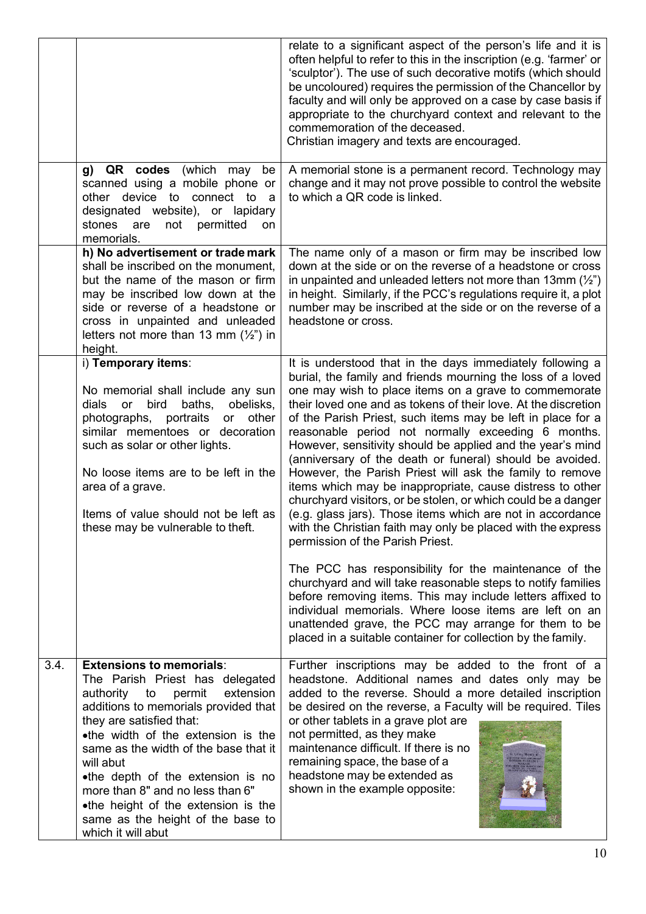| | | |
|---|---|---|
| | | relate to a significant aspect of the person's life and it is often helpful to refer to this in the inscription (e.g. 'farmer' or 'sculptor'). The use of such decorative motifs (which should be uncoloured) requires the permission of the Chancellor by faculty and will only be approved on a case by case basis if appropriate to the churchyard context and relevant to the commemoration of the deceased. Christian imagery and texts are encouraged. |
| | **g) QR codes** (which may be scanned using a mobile phone or other device to connect to a designated website), or lapidary stones are not permitted on memorials. | A memorial stone is a permanent record. Technology may change and it may not prove possible to control the website to which a QR code is linked. |
| | **h) No advertisement or trade mark** shall be inscribed on the monument, but the name of the mason or firm may be inscribed low down at the side or reverse of a headstone or cross in unpainted and unleaded letters not more than 13 mm (½") in height. | The name only of a mason or firm may be inscribed low down at the side or on the reverse of a headstone or cross in unpainted and unleaded letters not more than 13mm (½") in height. Similarly, if the PCC's regulations require it, a plot number may be inscribed at the side or on the reverse of a headstone or cross. |
| | i) **Temporary items**:<br><br>No memorial shall include any sun dials or bird baths, obelisks, photographs, portraits or other similar mementoes or decoration such as solar or other lights.<br><br>No loose items are to be left in the area of a grave.<br><br>Items of value should not be left as these may be vulnerable to theft. | It is understood that in the days immediately following a burial, the family and friends mourning the loss of a loved one may wish to place items on a grave to commemorate their loved one and as tokens of their love. At the discretion of the Parish Priest, such items may be left in place for a reasonable period not normally exceeding 6 months. However, sensitivity should be applied and the year's mind (anniversary of the death or funeral) should be avoided. However, the Parish Priest will ask the family to remove items which may be inappropriate, cause distress to other churchyard visitors, or be stolen, or which could be a danger (e.g. glass jars). Those items which are not in accordance with the Christian faith may only be placed with the express permission of the Parish Priest.<br><br>The PCC has responsibility for the maintenance of the churchyard and will take reasonable steps to notify families before removing items. This may include letters affixed to individual memorials. Where loose items are left on an unattended grave, the PCC may arrange for them to be placed in a suitable container for collection by the family. |
| 3.4. | **Extensions to memorials**:<br>The Parish Priest has delegated authority to permit extension additions to memorials provided that they are satisfied that:<br>•the width of the extension is the same as the width of the base that it will abut<br>•the depth of the extension is no more than 8" and no less than 6"<br>•the height of the extension is the same as the height of the base to which it will abut | Further inscriptions may be added to the front of a headstone. Additional names and dates only may be added to the reverse. Should a more detailed inscription be desired on the reverse, a Faculty will be required. Tiles or other tablets in a grave plot are not permitted, as they make maintenance difficult. If there is no remaining space, the base of a headstone may be extended as shown in the example opposite: |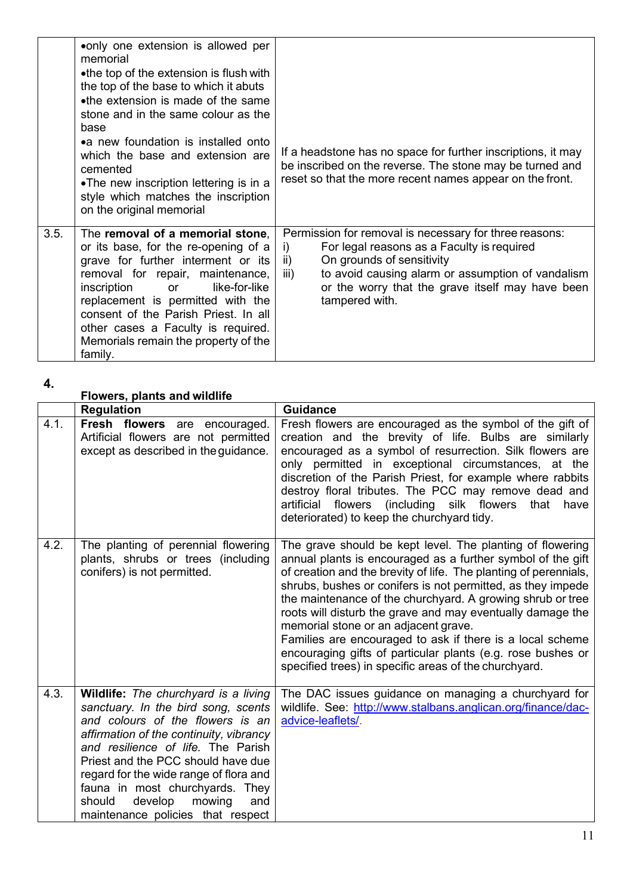|  | •only one extension is allowed per memorial<br>•the top of the extension is flush with the top of the base to which it abuts<br>•the extension is made of the same stone and in the same colour as the base<br>•a new foundation is installed onto which the base and extension are cemented<br>•The new inscription lettering is in a style which matches the inscription on the original memorial | If a headstone has no space for further inscriptions, it may be inscribed on the reverse. The stone may be turned and reset so that the more recent names appear on the front. |
|---|---|---|
| 3.5. | The **removal of a memorial stone**, or its base, for the re-opening of a grave for further interment or its removal for repair, maintenance, inscription or like-for-like replacement is permitted with the consent of the Parish Priest. In all other cases a Faculty is required. Memorials remain the property of the family. | Permission for removal is necessary for three reasons:<br>i) For legal reasons as a Faculty is required<br>ii) On grounds of sensitivity<br>iii) to avoid causing alarm or assumption of vandalism or the worry that the grave itself may have been tampered with. |

## 4. Flowers, plants and wildlife

|  | Regulation | Guidance |
|---|---|---|
| 4.1. | **Fresh flowers** are encouraged. Artificial flowers are not permitted except as described in the guidance. | Fresh flowers are encouraged as the symbol of the gift of creation and the brevity of life. Bulbs are similarly encouraged as a symbol of resurrection. Silk flowers are only permitted in exceptional circumstances, at the discretion of the Parish Priest, for example where rabbits destroy floral tributes. The PCC may remove dead and artificial flowers (including silk flowers that have deteriorated) to keep the churchyard tidy. |
| 4.2. | The planting of perennial flowering plants, shrubs or trees (including conifers) is not permitted. | The grave should be kept level. The planting of flowering annual plants is encouraged as a further symbol of the gift of creation and the brevity of life. The planting of perennials, shrubs, bushes or conifers is not permitted, as they impede the maintenance of the churchyard. A growing shrub or tree roots will disturb the grave and may eventually damage the memorial stone or an adjacent grave.<br>Families are encouraged to ask if there is a local scheme encouraging gifts of particular plants (e.g. rose bushes or specified trees) in specific areas of the churchyard. |
| 4.3. | **Wildlife:** *The churchyard is a living sanctuary. In the bird song, scents and colours of the flowers is an affirmation of the continuity, vibrancy and resilience of life.* The Parish Priest and the PCC should have due regard for the wide range of flora and fauna in most churchyards. They should develop mowing and maintenance policies that respect | The DAC issues guidance on managing a churchyard for wildlife. See: [http://www.stalbans.anglican.org/finance/dac-advice-leaflets/](http://www.stalbans.anglican.org/finance/dac-advice-leaflets/). |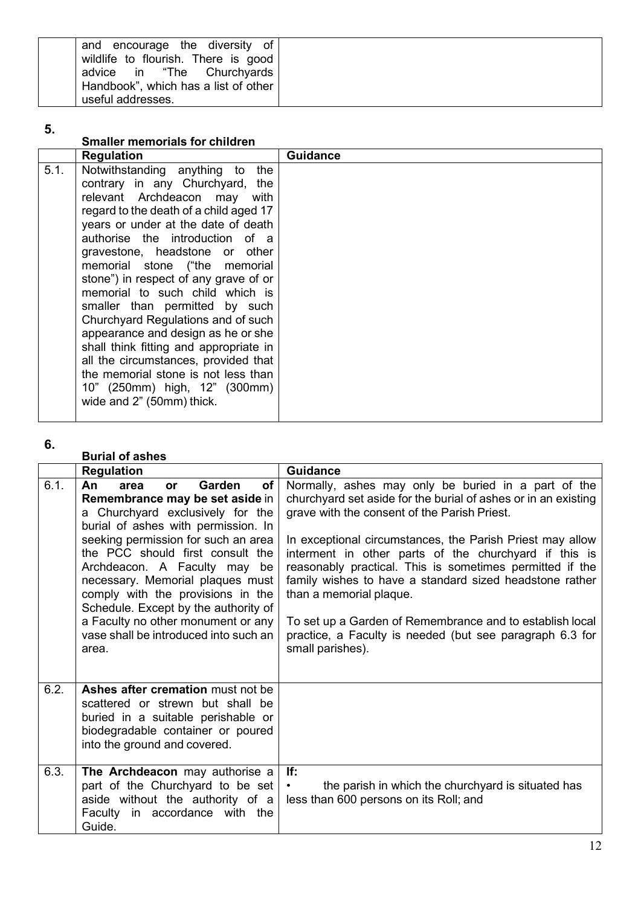| | | |
|---|---|---|
| | and encourage the diversity of wildlife to flourish. There is good advice in "The Churchyards Handbook", which has a list of other useful addresses. | |

## 5. Smaller memorials for children

| | Regulation | Guidance |
|---|---|---|
| 5.1. | Notwithstanding anything to the contrary in any Churchyard, the relevant Archdeacon may with regard to the death of a child aged 17 years or under at the date of death authorise the introduction of a gravestone, headstone or other memorial stone ("the memorial stone") in respect of any grave of or memorial to such child which is smaller than permitted by such Churchyard Regulations and of such appearance and design as he or she shall think fitting and appropriate in all the circumstances, provided that the memorial stone is not less than 10" (250mm) high, 12" (300mm) wide and 2" (50mm) thick. | |

## 6. Burial of ashes

| | Regulation | Guidance |
|---|---|---|
| 6.1. | **An area or Garden of Remembrance may be set aside** in a Churchyard exclusively for the burial of ashes with permission. In seeking permission for such an area the PCC should first consult the Archdeacon. A Faculty may be necessary. Memorial plaques must comply with the provisions in the Schedule. Except by the authority of a Faculty no other monument or any vase shall be introduced into such an area. | Normally, ashes may only be buried in a part of the churchyard set aside for the burial of ashes or in an existing grave with the consent of the Parish Priest.<br><br>In exceptional circumstances, the Parish Priest may allow interment in other parts of the churchyard if this is reasonably practical. This is sometimes permitted if the family wishes to have a standard sized headstone rather than a memorial plaque.<br><br>To set up a Garden of Remembrance and to establish local practice, a Faculty is needed (but see paragraph 6.3 for small parishes). |
| 6.2. | **Ashes after cremation** must not be scattered or strewn but shall be buried in a suitable perishable or biodegradable container or poured into the ground and covered. | |
| 6.3. | **The Archdeacon** may authorise a part of the Churchyard to be set aside without the authority of a Faculty in accordance with the Guide. | **If:**<br>• the parish in which the churchyard is situated has less than 600 persons on its Roll; and |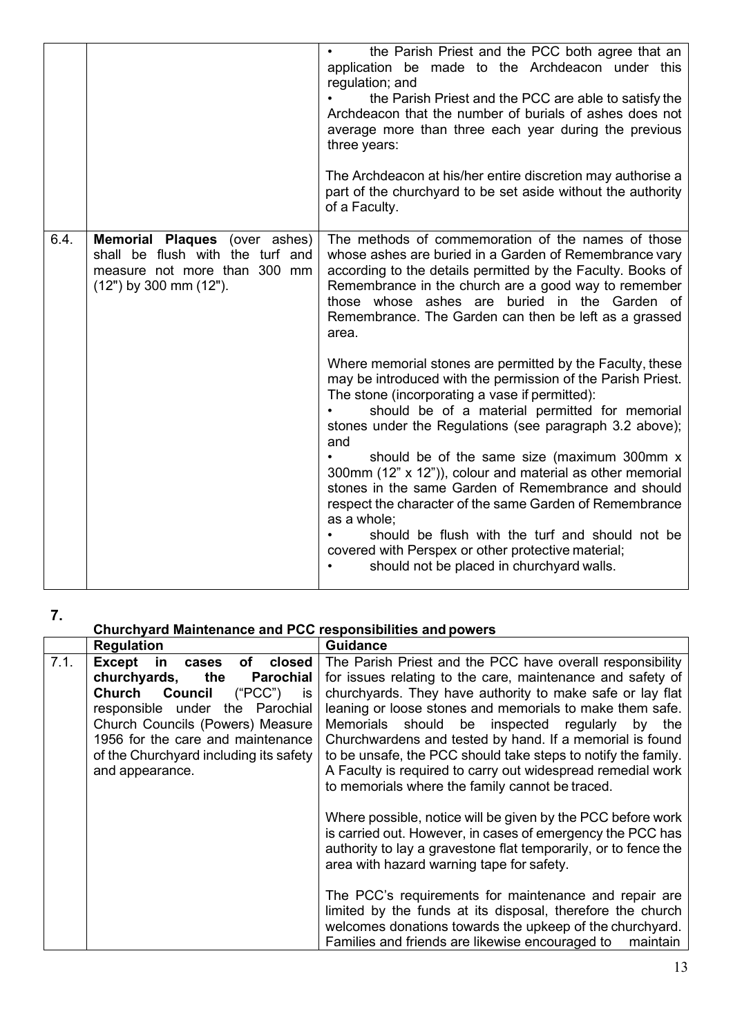| | | |
|---|---|---|
| | | • the Parish Priest and the PCC both agree that an application be made to the Archdeacon under this regulation; and<br>• the Parish Priest and the PCC are able to satisfy the Archdeacon that the number of burials of ashes does not average more than three each year during the previous three years:<br><br>The Archdeacon at his/her entire discretion may authorise a part of the churchyard to be set aside without the authority of a Faculty. |
| 6.4. | **Memorial Plaques** (over ashes) shall be flush with the turf and measure not more than 300 mm (12") by 300 mm (12"). | The methods of commemoration of the names of those whose ashes are buried in a Garden of Remembrance vary according to the details permitted by the Faculty. Books of Remembrance in the church are a good way to remember those whose ashes are buried in the Garden of Remembrance. The Garden can then be left as a grassed area.<br><br>Where memorial stones are permitted by the Faculty, these may be introduced with the permission of the Parish Priest. The stone (incorporating a vase if permitted):<br>• should be of a material permitted for memorial stones under the Regulations (see paragraph 3.2 above); and<br>• should be of the same size (maximum 300mm x 300mm (12" x 12")), colour and material as other memorial stones in the same Garden of Remembrance and should respect the character of the same Garden of Remembrance as a whole;<br>• should be flush with the turf and should not be covered with Perspex or other protective material;<br>• should not be placed in churchyard walls. |

## 7. Churchyard Maintenance and PCC responsibilities and powers

| | Regulation | Guidance |
|---|---|---|
| 7.1. | **Except in cases of closed churchyards, the Parochial Church Council** ("PCC") is responsible under the Parochial Church Councils (Powers) Measure 1956 for the care and maintenance of the Churchyard including its safety and appearance. | The Parish Priest and the PCC have overall responsibility for issues relating to the care, maintenance and safety of churchyards. They have authority to make safe or lay flat leaning or loose stones and memorials to make them safe. Memorials should be inspected regularly by the Churchwardens and tested by hand. If a memorial is found to be unsafe, the PCC should take steps to notify the family. A Faculty is required to carry out widespread remedial work to memorials where the family cannot be traced.<br><br>Where possible, notice will be given by the PCC before work is carried out. However, in cases of emergency the PCC has authority to lay a gravestone flat temporarily, or to fence the area with hazard warning tape for safety.<br><br>The PCC's requirements for maintenance and repair are limited by the funds at its disposal, therefore the church welcomes donations towards the upkeep of the churchyard. Families and friends are likewise encouraged to maintain |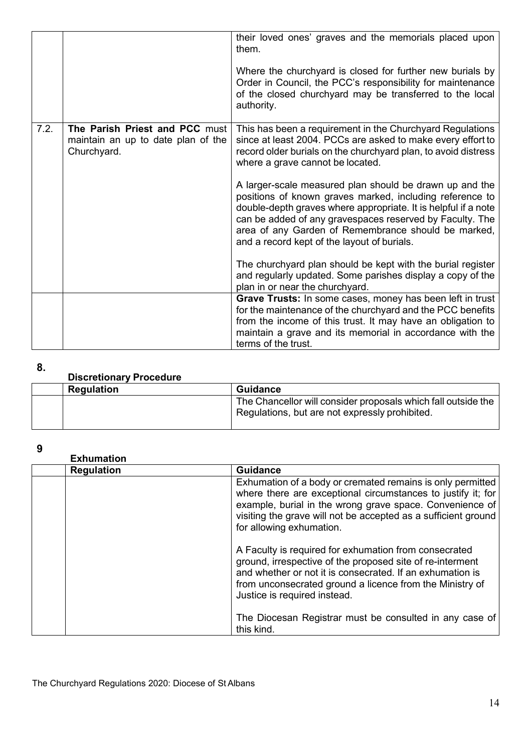| | | |
|---|---|---|
| | | their loved ones' graves and the memorials placed upon them.<br><br>Where the churchyard is closed for further new burials by Order in Council, the PCC's responsibility for maintenance of the closed churchyard may be transferred to the local authority. |
| 7.2. | **The Parish Priest and PCC** must maintain an up to date plan of the Churchyard. | This has been a requirement in the Churchyard Regulations since at least 2004. PCCs are asked to make every effort to record older burials on the churchyard plan, to avoid distress where a grave cannot be located.<br><br>A larger-scale measured plan should be drawn up and the positions of known graves marked, including reference to double-depth graves where appropriate. It is helpful if a note can be added of any gravespaces reserved by Faculty. The area of any Garden of Remembrance should be marked, and a record kept of the layout of burials.<br><br>The churchyard plan should be kept with the burial register and regularly updated. Some parishes display a copy of the plan in or near the churchyard. |
| | | **Grave Trusts:** In some cases, money has been left in trust for the maintenance of the churchyard and the PCC benefits from the income of this trust. It may have an obligation to maintain a grave and its memorial in accordance with the terms of the trust. |

## 8. Discretionary Procedure

| | Regulation | Guidance |
|---|---|---|
| | | The Chancellor will consider proposals which fall outside the Regulations, but are not expressly prohibited. |

## 9 Exhumation

| | Regulation | Guidance |
|---|---|---|
| | | Exhumation of a body or cremated remains is only permitted where there are exceptional circumstances to justify it; for example, burial in the wrong grave space. Convenience of visiting the grave will not be accepted as a sufficient ground for allowing exhumation.<br><br>A Faculty is required for exhumation from consecrated ground, irrespective of the proposed site of re-interment and whether or not it is consecrated. If an exhumation is from unconsecrated ground a licence from the Ministry of Justice is required instead.<br><br>The Diocesan Registrar must be consulted in any case of this kind. |

The Churchyard Regulations 2020: Diocese of St Albans